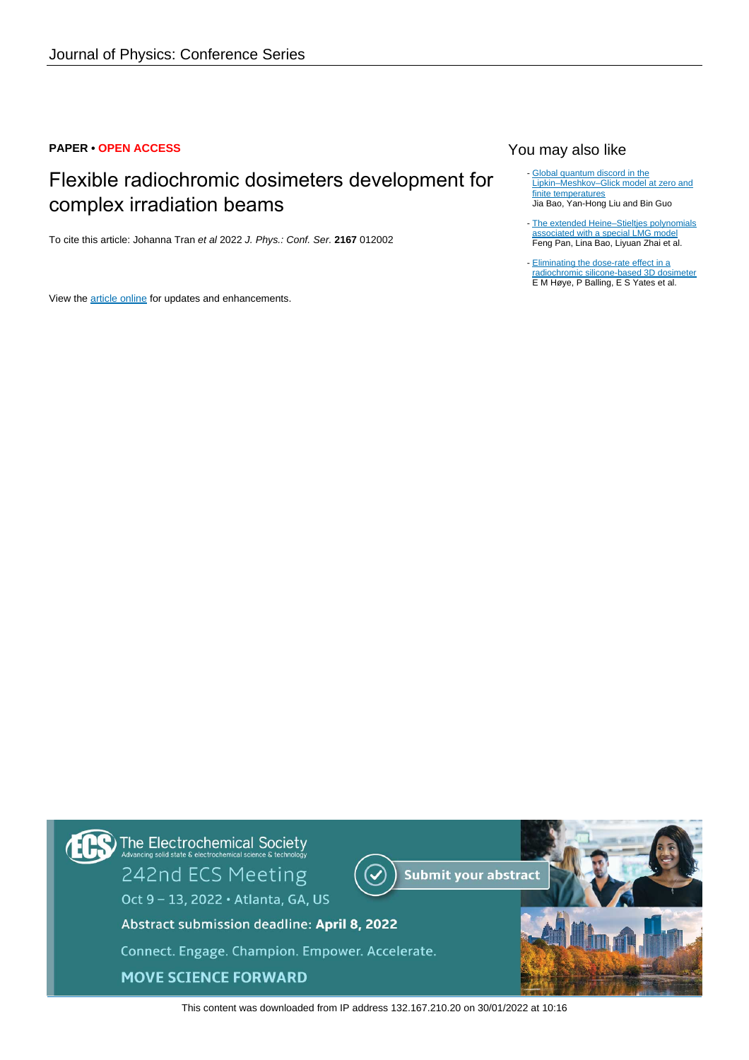**PAPER • OPEN ACCESS**

# Flexible radiochromic dosimeters development for complex irradiation beams

To cite this article: Johanna Tran *et al* 2022 *J. Phys.: Conf. Ser.* **2167** 012002

View the article online for updates and enhancements.

## You may also like

- Global quantum discord in the Lipkin–Meshkov–Glick model at zero and finite temperatures
  Jia Bao, Yan-Hong Liu and Bin Guo
- The extended Heine–Stieltjes polynomials associated with a special LMG model
  Feng Pan, Lina Bao, Liyuan Zhai et al.
- Eliminating the dose-rate effect in a radiochromic silicone-based 3D dosimeter
  E M Høye, P Balling, E S Yates et al.

This content was downloaded from IP address 132.167.210.20 on 30/01/2022 at 10:16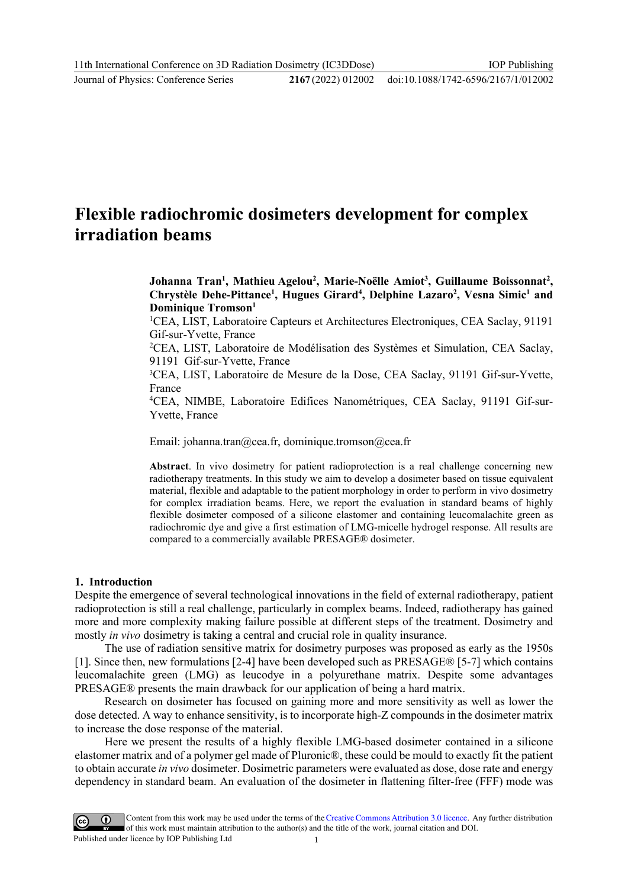# Flexible radiochromic dosimeters development for complex irradiation beams

**Johanna Tran[1], Mathieu Agelou[2], Marie-Noëlle Amiot[3], Guillaume Boissonnat[2], Chrystèle Dehe-Pittance[1], Hugues Girard[4], Delphine Lazaro[2], Vesna Simic[1] and Dominique Tromson[1]**

[1]CEA, LIST, Laboratoire Capteurs et Architectures Electroniques, CEA Saclay, 91191 Gif-sur-Yvette, France

[2]CEA, LIST, Laboratoire de Modélisation des Systèmes et Simulation, CEA Saclay, 91191 Gif-sur-Yvette, France

[3]CEA, LIST, Laboratoire de Mesure de la Dose, CEA Saclay, 91191 Gif-sur-Yvette, France

[4]CEA, NIMBE, Laboratoire Edifices Nanométriques, CEA Saclay, 91191 Gif-sur-Yvette, France

Email: johanna.tran@cea.fr, dominique.tromson@cea.fr

**Abstract**. In vivo dosimetry for patient radioprotection is a real challenge concerning new radiotherapy treatments. In this study we aim to develop a dosimeter based on tissue equivalent material, flexible and adaptable to the patient morphology in order to perform in vivo dosimetry for complex irradiation beams. Here, we report the evaluation in standard beams of highly flexible dosimeter composed of a silicone elastomer and containing leucomalachite green as radiochromic dye and give a first estimation of LMG-micelle hydrogel response. All results are compared to a commercially available PRESAGE® dosimeter.

## 1. Introduction

Despite the emergence of several technological innovations in the field of external radiotherapy, patient radioprotection is still a real challenge, particularly in complex beams. Indeed, radiotherapy has gained more and more complexity making failure possible at different steps of the treatment. Dosimetry and mostly *in vivo* dosimetry is taking a central and crucial role in quality insurance.

The use of radiation sensitive matrix for dosimetry purposes was proposed as early as the 1950s [1]. Since then, new formulations [2-4] have been developed such as PRESAGE® [5-7] which contains leucomalachite green (LMG) as leucodye in a polyurethane matrix. Despite some advantages PRESAGE® presents the main drawback for our application of being a hard matrix.

Research on dosimeter has focused on gaining more and more sensitivity as well as lower the dose detected. A way to enhance sensitivity, is to incorporate high-Z compounds in the dosimeter matrix to increase the dose response of the material.

Here we present the results of a highly flexible LMG-based dosimeter contained in a silicone elastomer matrix and of a polymer gel made of Pluronic®, these could be mould to exactly fit the patient to obtain accurate *in vivo* dosimeter. Dosimetric parameters were evaluated as dose, dose rate and energy dependency in standard beam. An evaluation of the dosimeter in flattening filter-free (FFF) mode was

Content from this work may be used under the terms of the Creative Commons Attribution 3.0 licence. Any further distribution of this work must maintain attribution to the author(s) and the title of the work, journal citation and DOI.
Published under licence by IOP Publishing Ltd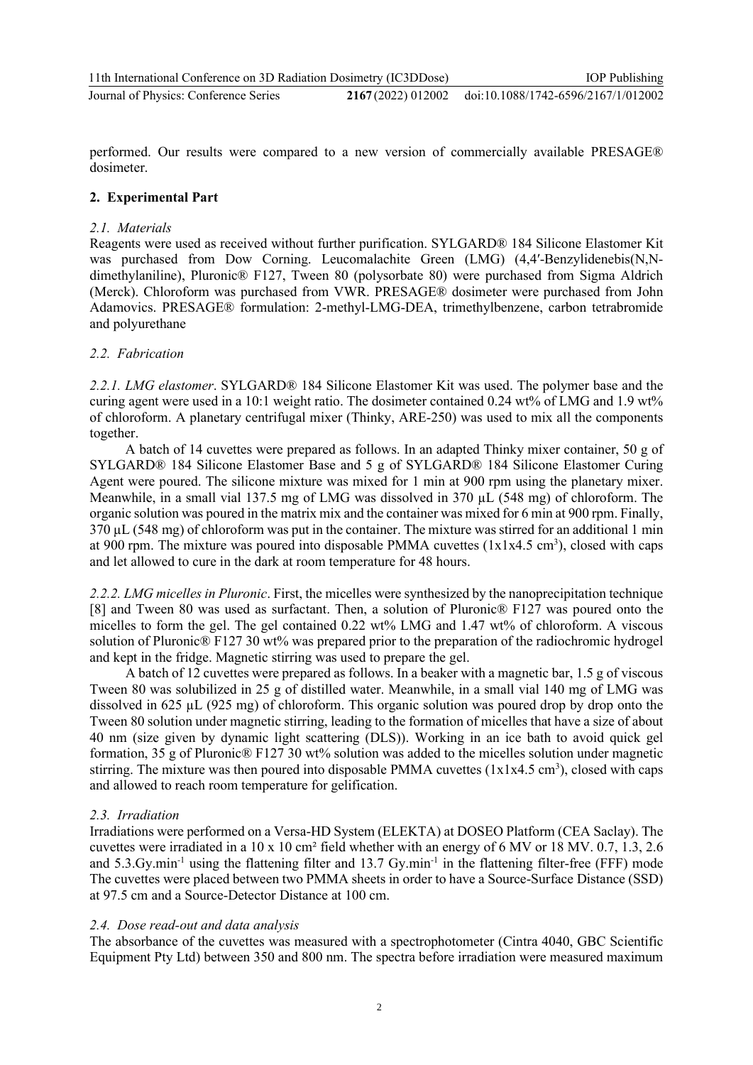performed. Our results were compared to a new version of commercially available PRESAGE® dosimeter.

## 2. Experimental Part

### *2.1. Materials*

Reagents were used as received without further purification. SYLGARD® 184 Silicone Elastomer Kit was purchased from Dow Corning. Leucomalachite Green (LMG) (4,4′-Benzylidenebis(N,N-dimethylaniline), Pluronic® F127, Tween 80 (polysorbate 80) were purchased from Sigma Aldrich (Merck). Chloroform was purchased from VWR. PRESAGE® dosimeter were purchased from John Adamovics. PRESAGE® formulation: 2-methyl-LMG-DEA, trimethylbenzene, carbon tetrabromide and polyurethane

### *2.2. Fabrication*

*2.2.1. LMG elastomer*. SYLGARD® 184 Silicone Elastomer Kit was used. The polymer base and the curing agent were used in a 10:1 weight ratio. The dosimeter contained 0.24 wt% of LMG and 1.9 wt% of chloroform. A planetary centrifugal mixer (Thinky, ARE-250) was used to mix all the components together.

A batch of 14 cuvettes were prepared as follows. In an adapted Thinky mixer container, 50 g of SYLGARD® 184 Silicone Elastomer Base and 5 g of SYLGARD® 184 Silicone Elastomer Curing Agent were poured. The silicone mixture was mixed for 1 min at 900 rpm using the planetary mixer. Meanwhile, in a small vial 137.5 mg of LMG was dissolved in 370 µL (548 mg) of chloroform. The organic solution was poured in the matrix mix and the container was mixed for 6 min at 900 rpm. Finally, 370 µL (548 mg) of chloroform was put in the container. The mixture was stirred for an additional 1 min at 900 rpm. The mixture was poured into disposable PMMA cuvettes (1x1x4.5 cm$^3$), closed with caps and let allowed to cure in the dark at room temperature for 48 hours.

*2.2.2. LMG micelles in Pluronic*. First, the micelles were synthesized by the nanoprecipitation technique [8] and Tween 80 was used as surfactant. Then, a solution of Pluronic® F127 was poured onto the micelles to form the gel. The gel contained 0.22 wt% LMG and 1.47 wt% of chloroform. A viscous solution of Pluronic® F127 30 wt% was prepared prior to the preparation of the radiochromic hydrogel and kept in the fridge. Magnetic stirring was used to prepare the gel.

A batch of 12 cuvettes were prepared as follows. In a beaker with a magnetic bar, 1.5 g of viscous Tween 80 was solubilized in 25 g of distilled water. Meanwhile, in a small vial 140 mg of LMG was dissolved in 625 µL (925 mg) of chloroform. This organic solution was poured drop by drop onto the Tween 80 solution under magnetic stirring, leading to the formation of micelles that have a size of about 40 nm (size given by dynamic light scattering (DLS)). Working in an ice bath to avoid quick gel formation, 35 g of Pluronic® F127 30 wt% solution was added to the micelles solution under magnetic stirring. The mixture was then poured into disposable PMMA cuvettes (1x1x4.5 cm$^3$), closed with caps and allowed to reach room temperature for gelification.

### *2.3. Irradiation*

Irradiations were performed on a Versa-HD System (ELEKTA) at DOSEO Platform (CEA Saclay). The cuvettes were irradiated in a 10 x 10 cm² field whether with an energy of 6 MV or 18 MV. 0.7, 1.3, 2.6 and 5.3.Gy.min$^{-1}$ using the flattening filter and 13.7 Gy.min$^{-1}$ in the flattening filter-free (FFF) mode The cuvettes were placed between two PMMA sheets in order to have a Source-Surface Distance (SSD) at 97.5 cm and a Source-Detector Distance at 100 cm.

### *2.4. Dose read-out and data analysis*

The absorbance of the cuvettes was measured with a spectrophotometer (Cintra 4040, GBC Scientific Equipment Pty Ltd) between 350 and 800 nm. The spectra before irradiation were measured maximum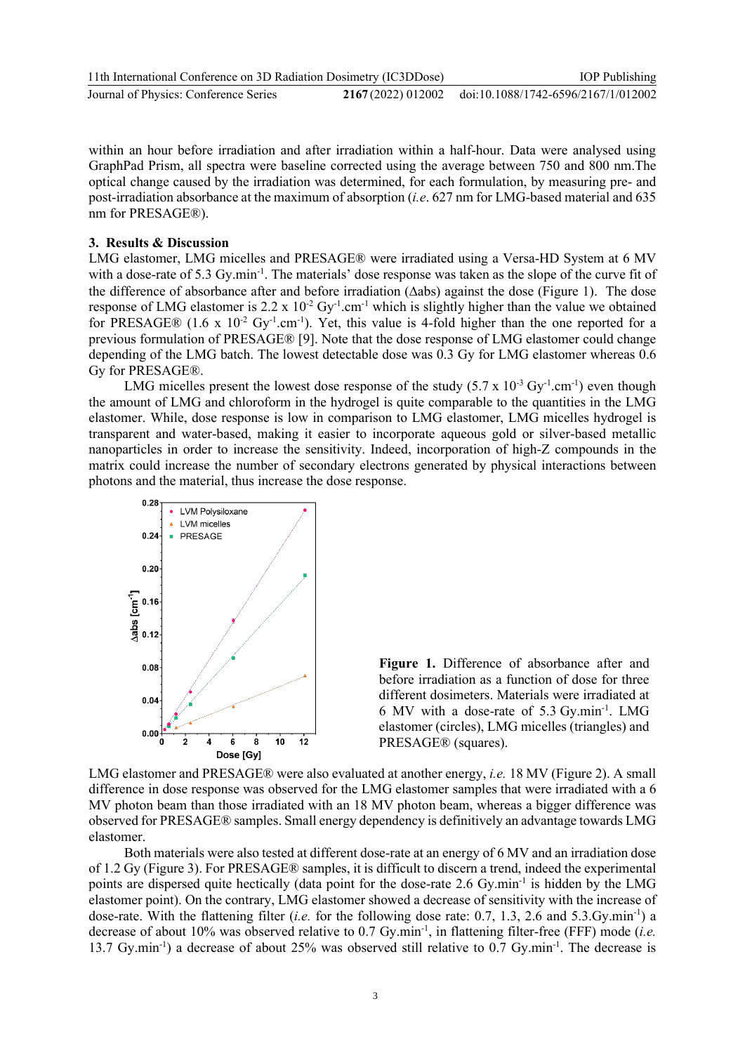within an hour before irradiation and after irradiation within a half-hour. Data were analysed using GraphPad Prism, all spectra were baseline corrected using the average between 750 and 800 nm.The optical change caused by the irradiation was determined, for each formulation, by measuring pre- and post-irradiation absorbance at the maximum of absorption (*i.e*. 627 nm for LMG-based material and 635 nm for PRESAGE®).

## 3. Results & Discussion

LMG elastomer, LMG micelles and PRESAGE® were irradiated using a Versa-HD System at 6 MV with a dose-rate of 5.3 Gy.min$^{-1}$. The materials' dose response was taken as the slope of the curve fit of the difference of absorbance after and before irradiation (Δabs) against the dose (Figure 1). The dose response of LMG elastomer is 2.2 x 10$^{-2}$ Gy$^{-1}$.cm$^{-1}$ which is slightly higher than the value we obtained for PRESAGE® (1.6 x 10$^{-2}$ Gy$^{-1}$.cm$^{-1}$). Yet, this value is 4-fold higher than the one reported for a previous formulation of PRESAGE® [9]. Note that the dose response of LMG elastomer could change depending of the LMG batch. The lowest detectable dose was 0.3 Gy for LMG elastomer whereas 0.6 Gy for PRESAGE®.

LMG micelles present the lowest dose response of the study (5.7 x 10$^{-3}$ Gy$^{-1}$.cm$^{-1}$) even though the amount of LMG and chloroform in the hydrogel is quite comparable to the quantities in the LMG elastomer. While, dose response is low in comparison to LMG elastomer, LMG micelles hydrogel is transparent and water-based, making it easier to incorporate aqueous gold or silver-based metallic nanoparticles in order to increase the sensitivity. Indeed, incorporation of high-Z compounds in the matrix could increase the number of secondary electrons generated by physical interactions between photons and the material, thus increase the dose response.

**Figure 1.** Difference of absorbance after and before irradiation as a function of dose for three different dosimeters. Materials were irradiated at 6 MV with a dose-rate of 5.3 Gy.min$^{-1}$. LMG elastomer (circles), LMG micelles (triangles) and PRESAGE® (squares).

LMG elastomer and PRESAGE® were also evaluated at another energy, *i.e.* 18 MV (Figure 2). A small difference in dose response was observed for the LMG elastomer samples that were irradiated with a 6 MV photon beam than those irradiated with an 18 MV photon beam, whereas a bigger difference was observed for PRESAGE® samples. Small energy dependency is definitively an advantage towards LMG elastomer.

Both materials were also tested at different dose-rate at an energy of 6 MV and an irradiation dose of 1.2 Gy (Figure 3). For PRESAGE® samples, it is difficult to discern a trend, indeed the experimental points are dispersed quite hectically (data point for the dose-rate 2.6 Gy.min$^{-1}$ is hidden by the LMG elastomer point). On the contrary, LMG elastomer showed a decrease of sensitivity with the increase of dose-rate. With the flattening filter (*i.e.* for the following dose rate: 0.7, 1.3, 2.6 and 5.3.Gy.min$^{-1}$) a decrease of about 10% was observed relative to 0.7 Gy.min$^{-1}$, in flattening filter-free (FFF) mode (*i.e.* 13.7 Gy.min$^{-1}$) a decrease of about 25% was observed still relative to 0.7 Gy.min$^{-1}$. The decrease is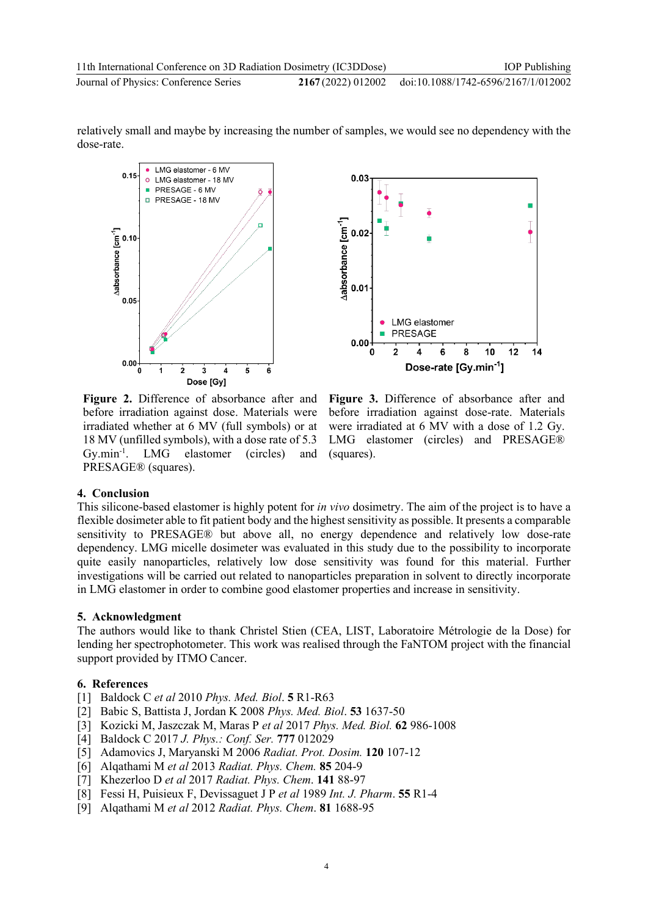relatively small and maybe by increasing the number of samples, we would see no dependency with the dose-rate.

LMG elastomer - 6 MV
LMG elastomer - 18 MV
PRESAGE - 6 MV
PRESAGE - 18 MV

Δabsorbance [cm$^{-1}$]

Dose [Gy]

**Figure 2.** Difference of absorbance after and before irradiation against dose. Materials were irradiated whether at 6 MV (full symbols) or at 18 MV (unfilled symbols), with a dose rate of 5.3 Gy.min$^{-1}$. LMG elastomer (circles) and PRESAGE® (squares).

LMG elastomer
PRESAGE

Δabsorbance [cm$^{-1}$]

Dose-rate [Gy.min$^{-1}$]

**Figure 3.** Difference of absorbance after and before irradiation against dose-rate. Materials were irradiated at 6 MV with a dose of 1.2 Gy. LMG elastomer (circles) and PRESAGE® (squares).

## 4. Conclusion

This silicone-based elastomer is highly potent for *in vivo* dosimetry. The aim of the project is to have a flexible dosimeter able to fit patient body and the highest sensitivity as possible. It presents a comparable sensitivity to PRESAGE® but above all, no energy dependence and relatively low dose-rate dependency. LMG micelle dosimeter was evaluated in this study due to the possibility to incorporate quite easily nanoparticles, relatively low dose sensitivity was found for this material. Further investigations will be carried out related to nanoparticles preparation in solvent to directly incorporate in LMG elastomer in order to combine good elastomer properties and increase in sensitivity.

## 5. Acknowledgment

The authors would like to thank Christel Stien (CEA, LIST, Laboratoire Métrologie de la Dose) for lending her spectrophotometer. This work was realised through the FaNTOM project with the financial support provided by ITMO Cancer.

## 6. References

[1] Baldock C *et al* 2010 *Phys. Med. Biol*. **5** R1-R63
[2] Babic S, Battista J, Jordan K 2008 *Phys. Med. Biol*. **53** 1637-50
[3] Kozicki M, Jaszczak M, Maras P *et al* 2017 *Phys. Med. Biol.* **62** 986-1008
[4] Baldock C 2017 *J. Phys.: Conf. Ser.* **777** 012029
[5] Adamovics J, Maryanski M 2006 *Radiat. Prot. Dosim.* **120** 107-12
[6] Alqathami M *et al* 2013 *Radiat. Phys. Chem.* **85** 204-9
[7] Khezerloo D *et al* 2017 *Radiat. Phys. Chem*. **141** 88-97
[8] Fessi H, Puisieux F, Devissaguet J P *et al* 1989 *Int. J. Pharm*. **55** R1-4
[9] Alqathami M *et al* 2012 *Radiat. Phys. Chem.* **81** 1688-95